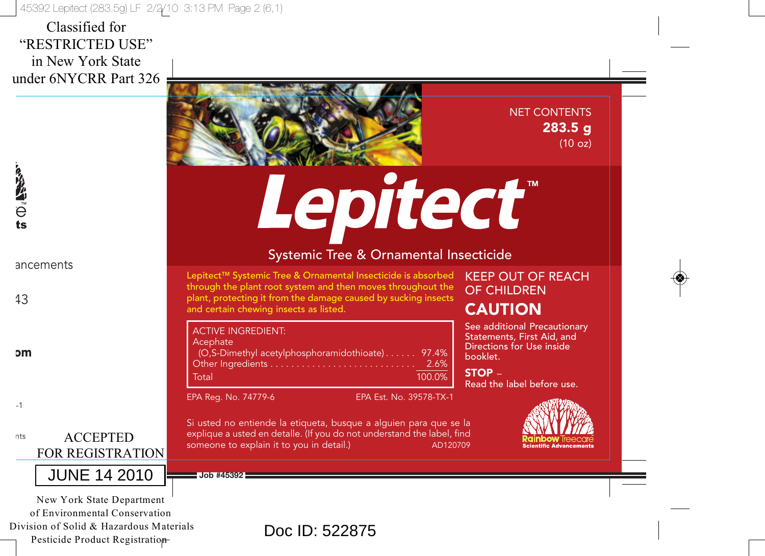Classified for "RESTRICTED USE" in New York State under 6NYCRR Part 326

NET CONTENTS
**283.5 g**
(10 oz)

# Lepitect™

## Systemic Tree & Ornamental Insecticide

Lepitect™ Systemic Tree & Ornamental Insecticide is absorbed through the plant root system and then moves throughout the plant, protecting it from the damage caused by sucking insects and certain chewing insects as listed.

| ACTIVE INGREDIENT: | |
|---|---|
| Acephate (O,S-Dimethyl acetylphosphoramidothioate) | 97.4% |
| Other Ingredients | 2.6% |
| Total | 100.0% |

EPA Reg. No. 74779-6 EPA Est. No. 39578-TX-1

**KEEP OUT OF REACH OF CHILDREN**

# CAUTION

See additional Precautionary Statements, First Aid, and Directions for Use inside booklet.

**STOP** – Read the label before use.

Si usted no entiende la etiqueta, busque a alguien para que se la explique a usted en detalle. (If you do not understand the label, find someone to explain it to you in detail.) AD120709

Rainbow Treecare Scientific Advancements

ACCEPTED FOR REGISTRATION
JUNE 14 2010
New York State Department of Environmental Conservation
Division of Solid & Hazardous Materials
Pesticide Product Registration

Doc ID: 522875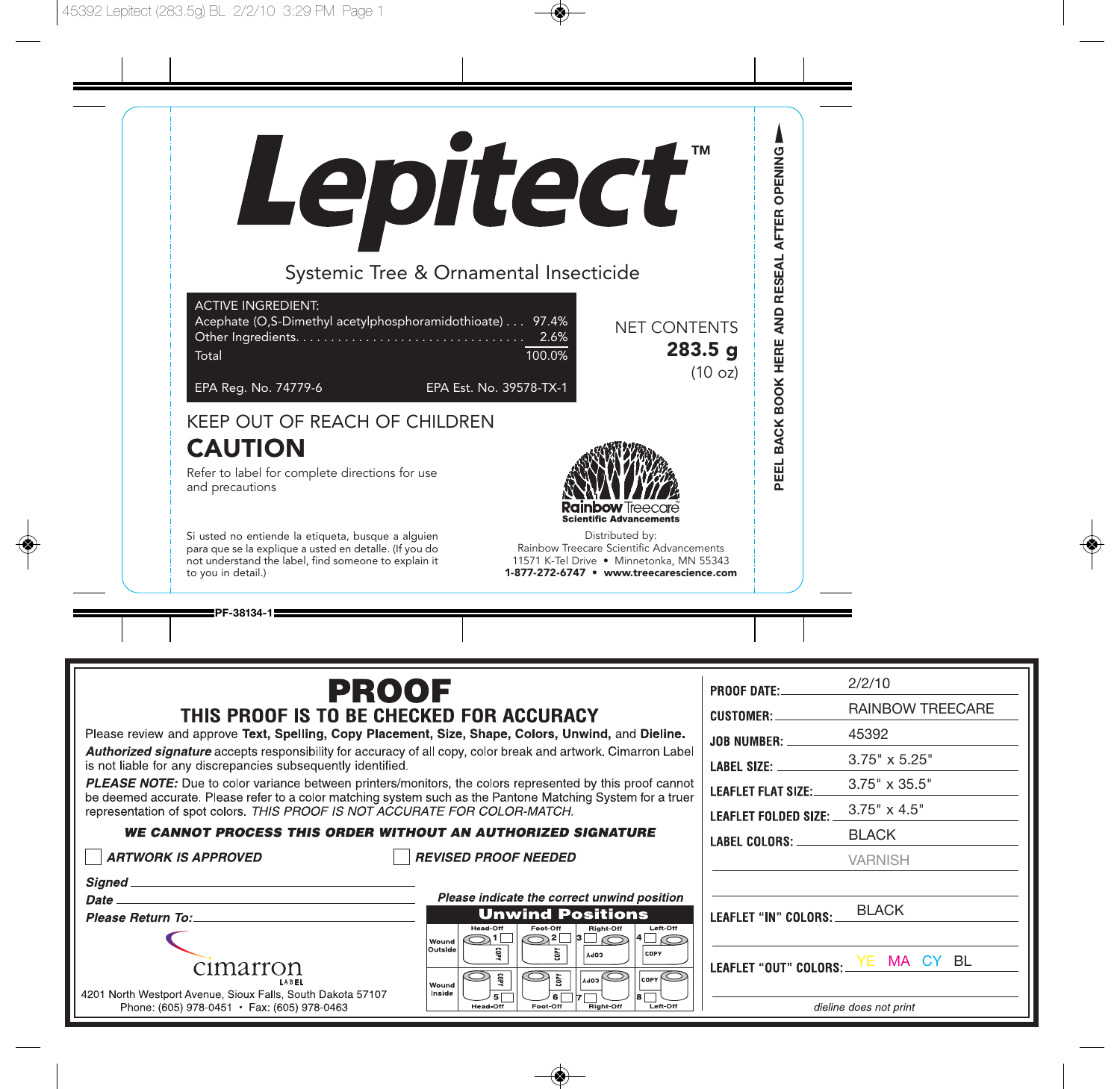# Lepitect™

Systemic Tree & Ornamental Insecticide

| ACTIVE INGREDIENT: | |
|---|---|
| Acephate (O,S-Dimethyl acetylphosphoramidothioate) . . . | 97.4% |
| Other Ingredients. . . . . . . . . . . . . . . . . . . . . . . . . . . . . . . . | 2.6% |
| Total | 100.0% |

EPA Reg. No. 74779-6 EPA Est. No. 39578-TX-1

NET CONTENTS
**283.5 g**
(10 oz)

KEEP OUT OF REACH OF CHILDREN

## CAUTION

Refer to label for complete directions for use and precautions

Si usted no entiende la etiqueta, busque a alguien para que se la explique a usted en detalle. (If you do not understand the label, find someone to explain it to you in detail.)

**Rainbow** Treecare
**Scientific Advancements**

Distributed by:
Rainbow Treecare Scientific Advancements
11571 K-Tel Drive • Minnetonka, MN 55343
**1-877-272-6747 • www.treecarescience.com**

**PEEL BACK BOOK HERE AND RESEAL AFTER OPENING**

PF-38134-1

# PROOF

## THIS PROOF IS TO BE CHECKED FOR ACCURACY

Please review and approve **Text, Spelling, Copy Placement, Size, Shape, Colors, Unwind,** and **Dieline.**

***Authorized signature*** accepts responsibility for accuracy of all copy, color break and artwork. Cimarron Label is not liable for any discrepancies subsequently identified.

***PLEASE NOTE:*** Due to color variance between printers/monitors, the colors represented by this proof cannot be deemed accurate. Please refer to a color matching system such as the Pantone Matching System for a truer representation of spot colors. *THIS PROOF IS NOT ACCURATE FOR COLOR-MATCH.*

***WE CANNOT PROCESS THIS ORDER WITHOUT AN AUTHORIZED SIGNATURE***

☐ ***ARTWORK IS APPROVED*** ☐ ***REVISED PROOF NEEDED***

***Signed*** ____________________

***Date*** ____________________

***Please Return To:*** ____________________

cimarron LABEL
4201 North Westport Avenue, Sioux Falls, South Dakota 57107
Phone: (605) 978-0451 • Fax: (605) 978-0463

***Please indicate the correct unwind position***

**Unwind Positions**

| | Head-Off | Foot-Off | Right-Off | Left-Off |
|---|---|---|---|---|
| Wound Outside | 1 ☐ | 2 ☐ | 3 ☐ | 4 ☐ |
| Wound Inside | 5 ☐ | 6 ☐ | 7 ☐ | 8 ☐ |

| | |
|---|---|
| **PROOF DATE:** | 2/2/10 |
| **CUSTOMER:** | RAINBOW TREECARE |
| **JOB NUMBER:** | 45392 |
| **LABEL SIZE:** | 3.75" x 5.25" |
| **LEAFLET FLAT SIZE:** | 3.75" x 35.5" |
| **LEAFLET FOLDED SIZE:** | 3.75" x 4.5" |
| **LABEL COLORS:** | BLACK<br>VARNISH |
| **LEAFLET "IN" COLORS:** | BLACK |
| **LEAFLET "OUT" COLORS:** | YE MA CY BL |

*dieline does not print*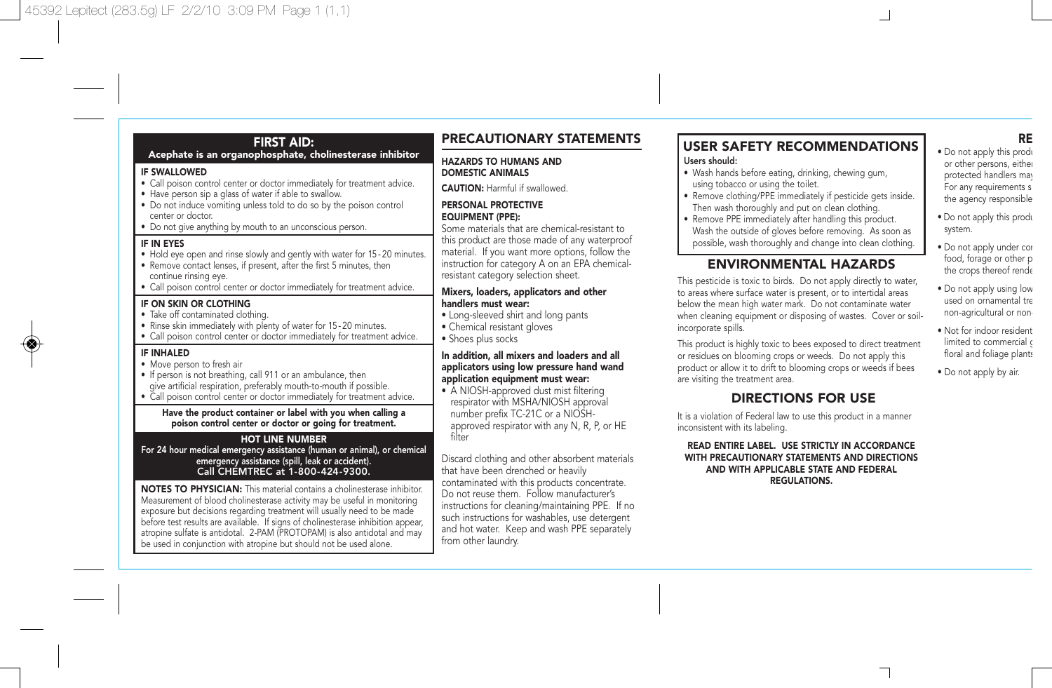## FIRST AID:
**Acephate is an organophosphate, cholinesterase inhibitor**

**IF SWALLOWED**
- Call poison control center or doctor immediately for treatment advice.
- Have person sip a glass of water if able to swallow.
- Do not induce vomiting unless told to do so by the poison control center or doctor.
- Do not give anything by mouth to an unconscious person.

**IF IN EYES**
- Hold eye open and rinse slowly and gently with water for 15 - 20 minutes.
- Remove contact lenses, if present, after the first 5 minutes, then continue rinsing eye.
- Call poison control center or doctor immediately for treatment advice.

**IF ON SKIN OR CLOTHING**
- Take off contaminated clothing.
- Rinse skin immediately with plenty of water for 15 - 20 minutes.
- Call poison control center or doctor immediately for treatment advice.

**IF INHALED**
- Move person to fresh air
- If person is not breathing, call 911 or an ambulance, then give artificial respiration, preferably mouth-to-mouth if possible.
- Call poison control center or doctor immediately for treatment advice.

**Have the product container or label with you when calling a poison control center or doctor or going for treatment.**

**HOT LINE NUMBER**
**For 24 hour medical emergency assistance (human or animal), or chemical emergency assistance (spill, leak or accident). Call CHEMTREC at 1-800-424-9300.**

**NOTES TO PHYSICIAN:** This material contains a cholinesterase inhibitor. Measurement of blood cholinesterase activity may be useful in monitoring exposure but decisions regarding treatment will usually need to be made before test results are available. If signs of cholinesterase inhibition appear, atropine sulfate is antidotal. 2-PAM (PROTOPAM) is also antidotal and may be used in conjunction with atropine but should not be used alone.

## PRECAUTIONARY STATEMENTS

**HAZARDS TO HUMANS AND DOMESTIC ANIMALS**

**CAUTION:** Harmful if swallowed.

**PERSONAL PROTECTIVE EQUIPMENT (PPE):**
Some materials that are chemical-resistant to this product are those made of any waterproof material. If you want more options, follow the instruction for category A on an EPA chemical-resistant category selection sheet.

**Mixers, loaders, applicators and other handlers must wear:**
- Long-sleeved shirt and long pants
- Chemical resistant gloves
- Shoes plus socks

**In addition, all mixers and loaders and all applicators using low pressure hand wand application equipment must wear:**
- A NIOSH-approved dust mist filtering respirator with MSHA/NIOSH approval number prefix TC-21C or a NIOSH-approved respirator with any N, R, P, or HE filter

Discard clothing and other absorbent materials that have been drenched or heavily contaminated with this products concentrate. Do not reuse them. Follow manufacturer's instructions for cleaning/maintaining PPE. If no such instructions for washables, use detergent and hot water. Keep and wash PPE separately from other laundry.

## USER SAFETY RECOMMENDATIONS

**Users should:**
- Wash hands before eating, drinking, chewing gum, using tobacco or using the toilet.
- Remove clothing/PPE immediately if pesticide gets inside. Then wash thoroughly and put on clean clothing.
- Remove PPE immediately after handling this product. Wash the outside of gloves before removing. As soon as possible, wash thoroughly and change into clean clothing.

## ENVIRONMENTAL HAZARDS

This pesticide is toxic to birds. Do not apply directly to water, to areas where surface water is present, or to intertidal areas below the mean high water mark. Do not contaminate water when cleaning equipment or disposing of wastes. Cover or soil-incorporate spills.

This product is highly toxic to bees exposed to direct treatment or residues on blooming crops or weeds. Do not apply this product or allow it to drift to blooming crops or weeds if bees are visiting the treatment area.

## DIRECTIONS FOR USE

It is a violation of Federal law to use this product in a manner inconsistent with its labeling.

**READ ENTIRE LABEL. USE STRICTLY IN ACCORDANCE WITH PRECAUTIONARY STATEMENTS AND DIRECTIONS AND WITH APPLICABLE STATE AND FEDERAL REGULATIONS.**

## RE

- Do not apply this produ or other persons, either protected handlers may For any requirements s the agency responsible
- Do not apply this produ system.
- Do not apply under cor food, forage or other p the crops thereof rende
- Do not apply using low used on ornamental tre non-agricultural or non-
- Not for indoor resident limited to commercial g floral and foliage plants
- Do not apply by air.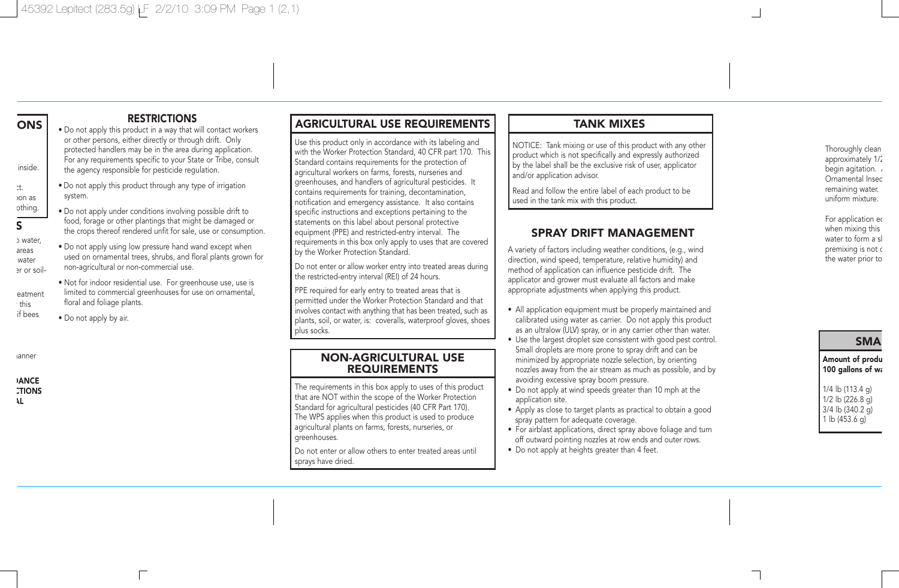## RESTRICTIONS

- Do not apply this product in a way that will contact workers or other persons, either directly or through drift. Only protected handlers may be in the area during application. For any requirements specific to your State or Tribe, consult the agency responsible for pesticide regulation.
- Do not apply this product through any type of irrigation system.
- Do not apply under conditions involving possible drift to food, forage or other plantings that might be damaged or the crops thereof rendered unfit for sale, use or consumption.
- Do not apply using low pressure hand wand except when used on ornamental trees, shrubs, and floral plants grown for non-agricultural or non-commercial use.
- Not for indoor residential use. For greenhouse use, use is limited to commercial greenhouses for use on ornamental, floral and foliage plants.
- Do not apply by air.

## AGRICULTURAL USE REQUIREMENTS

Use this product only in accordance with its labeling and with the Worker Protection Standard, 40 CFR part 170. This Standard contains requirements for the protection of agricultural workers on farms, forests, nurseries and greenhouses, and handlers of agricultural pesticides. It contains requirements for training, decontamination, notification and emergency assistance. It also contains specific instructions and exceptions pertaining to the statements on this label about personal protective equipment (PPE) and restricted-entry interval. The requirements in this box only apply to uses that are covered by the Worker Protection Standard.

Do not enter or allow worker entry into treated areas during the restricted-entry interval (REI) of 24 hours.

PPE required for early entry to treated areas that is permitted under the Worker Protection Standard and that involves contact with anything that has been treated, such as plants, soil, or water, is: coveralls, waterproof gloves, shoes plus socks.

## NON-AGRICULTURAL USE REQUIREMENTS

The requirements in this box apply to uses of this product that are NOT within the scope of the Worker Protection Standard for agricultural pesticides (40 CFR Part 170). The WPS applies when this product is used to produce agricultural plants on farms, forests, nurseries, or greenhouses.

Do not enter or allow others to enter treated areas until sprays have dried.

## TANK MIXES

NOTICE: Tank mixing or use of this product with any other product which is not specifically and expressly authorized by the label shall be the exclusive risk of user, applicator and/or application advisor.

Read and follow the entire label of each product to be used in the tank mix with this product.

## SPRAY DRIFT MANAGEMENT

A variety of factors including weather conditions, (e.g., wind direction, wind speed, temperature, relative humidity) and method of application can influence pesticide drift. The applicator and grower must evaluate all factors and make appropriate adjustments when applying this product.

- All application equipment must be properly maintained and calibrated using water as carrier. Do not apply this product as an ultralow (ULV) spray, or in any carrier other than water.
- Use the largest droplet size consistent with good pest control. Small droplets are more prone to spray drift and can be minimized by appropriate nozzle selection, by orienting nozzles away from the air stream as much as possible, and by avoiding excessive spray boom pressure.
- Do not apply at wind speeds greater than 10 mph at the application site.
- Apply as close to target plants as practical to obtain a good spray pattern for adequate coverage.
- For airblast applications, direct spray above foliage and turn off outward pointing nozzles at row ends and outer rows.
- Do not apply at heights greater than 4 feet.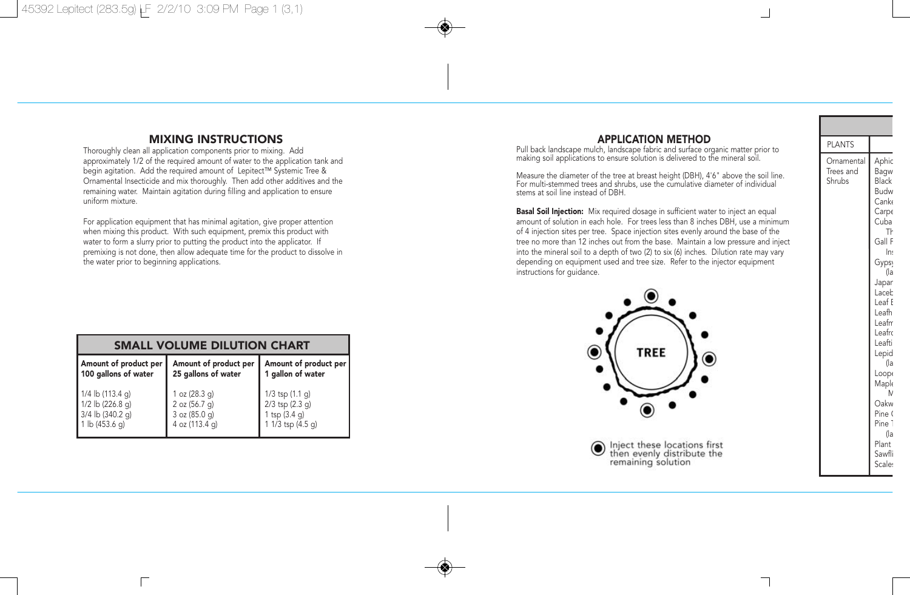## MIXING INSTRUCTIONS

Thoroughly clean all application components prior to mixing. Add approximately 1/2 of the required amount of water to the application tank and begin agitation. Add the required amount of Lepitect™ Systemic Tree & Ornamental Insecticide and mix thoroughly. Then add other additives and the remaining water. Maintain agitation during filling and application to ensure uniform mixture.

For application equipment that has minimal agitation, give proper attention when mixing this product. With such equipment, premix this product with water to form a slurry prior to putting the product into the applicator. If premixing is not done, then allow adequate time for the product to dissolve in the water prior to beginning applications.

| SMALL VOLUME DILUTION CHART | | |
|---|---|---|
| **Amount of product per 100 gallons of water** | **Amount of product per 25 gallons of water** | **Amount of product per 1 gallon of water** |
| 1/4 lb (113.4 g) | 1 oz (28.3 g) | 1/3 tsp (1.1 g) |
| 1/2 lb (226.8 g) | 2 oz (56.7 g) | 2/3 tsp (2.3 g) |
| 3/4 lb (340.2 g) | 3 oz (85.0 g) | 1 tsp (3.4 g) |
| 1 lb (453.6 g) | 4 oz (113.4 g) | 1 1/3 tsp (4.5 g) |

## APPLICATION METHOD

Pull back landscape mulch, landscape fabric and surface organic matter prior to making soil applications to ensure solution is delivered to the mineral soil.

Measure the diameter of the tree at breast height (DBH), 4'6" above the soil line. For multi-stemmed trees and shrubs, use the cumulative diameter of individual stems at soil line instead of DBH.

**Basal Soil Injection:** Mix required dosage in sufficient water to inject an equal amount of solution in each hole. For trees less than 8 inches DBH, use a minimum of 4 injection sites per tree. Space injection sites evenly around the base of the tree no more than 12 inches out from the base. Maintain a low pressure and inject into the mineral soil to a depth of two (2) to six (6) inches. Dilution rate may vary depending on equipment used and tree size. Refer to the injector equipment instructions for guidance.

TREE

Inject these locations first then evenly distribute the remaining solution

| PLANTS | |
|---|---|
| Ornamental Trees and Shrubs | Aphic<br>Bagw<br>Black<br>Budw<br>Canke<br>Carpe<br>Cuba<br>Th<br>Gall F<br>Ins<br>Gypsy<br>(la<br>Japar<br>Laceb<br>Leaf E<br>Leafh<br>Leafm<br>Leafro<br>Leafti<br>Lepid<br>(la<br>Loope<br>Maple<br>M<br>Oakw<br>Pine C<br>Pine T<br>(la<br>Plant<br>Sawfli<br>Scales |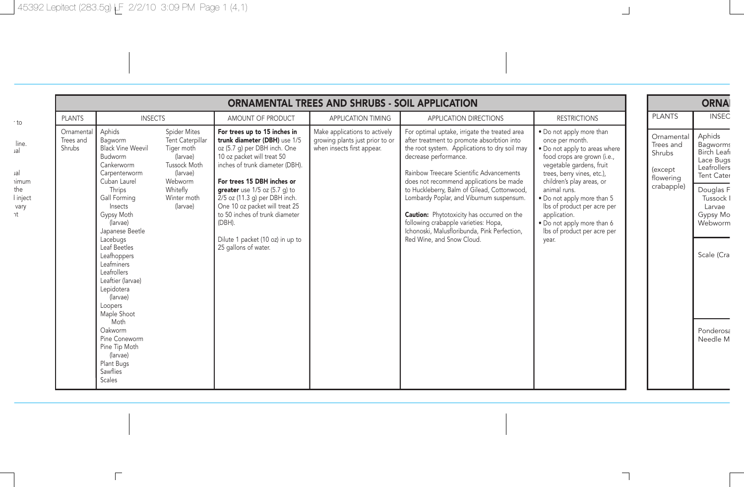## ORNAMENTAL TREES AND SHRUBS - SOIL APPLICATION

| PLANTS | INSECTS | AMOUNT OF PRODUCT | APPLICATION TIMING | APPLICATION DIRECTIONS | RESTRICTIONS |
|---|---|---|---|---|---|
| Ornamental Trees and Shrubs | Aphids<br>Bagworm<br>Black Vine Weevil<br>Budworm<br>Cankerworm<br>Carpenterworm<br>Cuban Laurel Thrips<br>Gall Forming Insects<br>Gypsy Moth (larvae)<br>Japanese Beetle<br>Lacebugs<br>Leaf Beetles<br>Leafhoppers<br>Leafminers<br>Leafrollers<br>Leaftier (larvae)<br>Lepidotera (larvae)<br>Loopers<br>Maple Shoot Moth<br>Oakworm<br>Pine Coneworm<br>Pine Tip Moth (larvae)<br>Plant Bugs<br>Sawflies<br>Scales<br>Spider Mites<br>Tent Caterpillar<br>Tiger moth (larvae)<br>Tussock Moth (larvae)<br>Webworm<br>Whitefly<br>Winter moth (larvae) | **For trees up to 15 inches in trunk diameter (DBH)** use 1/5 oz (5.7 g) per DBH inch. One 10 oz packet will treat 50 inches of trunk diameter (DBH).<br><br>**For trees 15 DBH inches or greater** use 1/5 oz (5.7 g) to 2/5 oz (11.3 g) per DBH inch. One 10 oz packet will treat 25 to 50 inches of trunk diameter (DBH).<br><br>Dilute 1 packet (10 oz) in up to 25 gallons of water. | Make applications to actively growing plants just prior to or when insects first appear. | For optimal uptake, irrigate the treated area after treatment to promote absorbtion into the root system. Applications to dry soil may decrease performance.<br><br>Rainbow Treecare Scientific Advancements does not recommend applications be made to Huckleberry, Balm of Gilead, Cottonwood, Lombardy Poplar, and Viburnum suspensum.<br><br>**Caution:** Phytotoxicity has occurred on the following crabapple varieties: Hopa, Ichonoski, Malusfloribunda, Pink Perfection, Red Wine, and Snow Cloud. | • Do not apply more than once per month.<br>• Do not apply to areas where food crops are grown (i.e., vegetable gardens, fruit trees, berry vines, etc.), children's play areas, or animal runs.<br>• Do not apply more than 5 lbs of product per acre per application.<br>• Do not apply more than 6 lbs of product per acre per year. |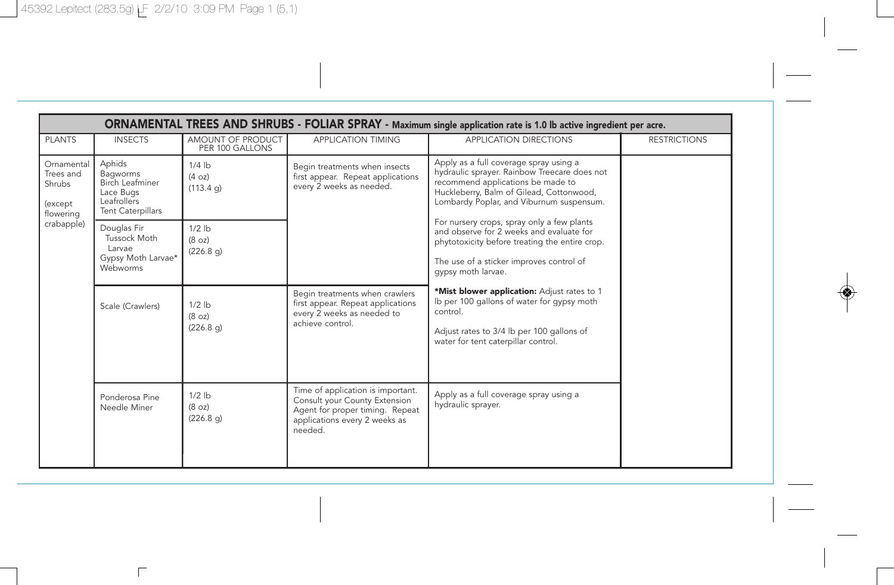**ORNAMENTAL TREES AND SHRUBS - FOLIAR SPRAY - Maximum single application rate is 1.0 lb active ingredient per acre.**

| PLANTS | INSECTS | AMOUNT OF PRODUCT PER 100 GALLONS | APPLICATION TIMING | APPLICATION DIRECTIONS | RESTRICTIONS |
|---|---|---|---|---|---|
| Ornamental Trees and Shrubs (except flowering crabapple) | Aphids<br>Bagworms<br>Birch Leafminer<br>Lace Bugs<br>Leafrollers<br>Tent Caterpillars | 1/4 lb (4 oz) (113.4 g) | Begin treatments when insects first appear. Repeat applications every 2 weeks as needed. | Apply as a full coverage spray using a hydraulic sprayer. Rainbow Treecare does not recommend applications be made to Huckleberry, Balm of Gilead, Cottonwood, Lombardy Poplar, and Viburnum suspensum.<br><br>For nursery crops, spray only a few plants and observe for 2 weeks and evaluate for phytotoxicity before treating the entire crop.<br><br>The use of a sticker improves control of gypsy moth larvae.<br><br>***Mist blower application:** Adjust rates to 1 lb per 100 gallons of water for gypsy moth control.<br><br>Adjust rates to 3/4 lb per 100 gallons of water for tent caterpillar control. | |
| | Douglas Fir Tussock Moth Larvae<br>Gypsy Moth Larvae*<br>Webworms | 1/2 lb (8 oz) (226.8 g) | | | |
| | Scale (Crawlers) | 1/2 lb (8 oz) (226.8 g) | Begin treatments when crawlers first appear. Repeat applications every 2 weeks as needed to achieve control. | | |
| | Ponderosa Pine Needle Miner | 1/2 lb (8 oz) (226.8 g) | Time of application is important. Consult your County Extension Agent for proper timing. Repeat applications every 2 weeks as needed. | Apply as a full coverage spray using a hydraulic sprayer. | |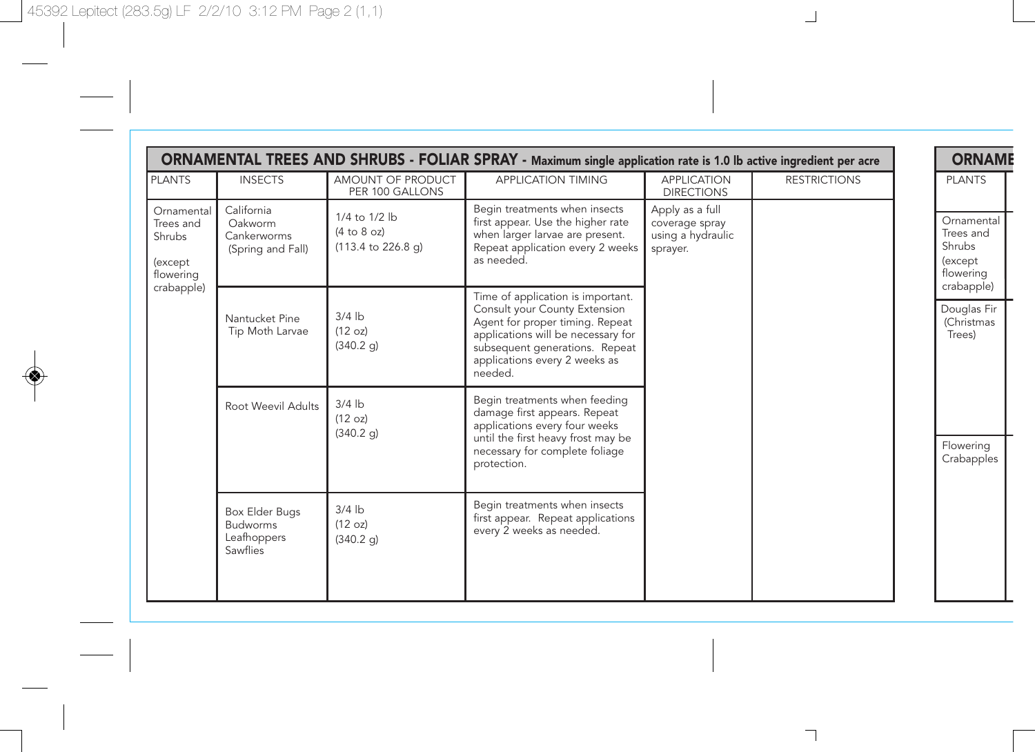## ORNAMENTAL TREES AND SHRUBS - FOLIAR SPRAY - Maximum single application rate is 1.0 lb active ingredient per acre

| PLANTS | INSECTS | AMOUNT OF PRODUCT PER 100 GALLONS | APPLICATION TIMING | APPLICATION DIRECTIONS | RESTRICTIONS |
|---|---|---|---|---|---|
| Ornamental Trees and Shrubs (except flowering crabapple) | California Oakworm Cankerworms (Spring and Fall) | 1/4 to 1/2 lb (4 to 8 oz) (113.4 to 226.8 g) | Begin treatments when insects first appear. Use the higher rate when larger larvae are present. Repeat application every 2 weeks as needed. | Apply as a full coverage spray using a hydraulic sprayer. | |
| | Nantucket Pine Tip Moth Larvae | 3/4 lb (12 oz) (340.2 g) | Time of application is important. Consult your County Extension Agent for proper timing. Repeat applications will be necessary for subsequent generations. Repeat applications every 2 weeks as needed. | | |
| | Root Weevil Adults | 3/4 lb (12 oz) (340.2 g) | Begin treatments when feeding damage first appears. Repeat applications every four weeks until the first heavy frost may be necessary for complete foliage protection. | | |
| | Box Elder Bugs Budworms Leafhoppers Sawflies | 3/4 lb (12 oz) (340.2 g) | Begin treatments when insects first appear. Repeat applications every 2 weeks as needed. | | |

| ORNAME |
|---|
| PLANTS |
| Ornamental Trees and Shrubs (except flowering crabapple) |
| Douglas Fir (Christmas Trees) |
| Flowering Crabapples |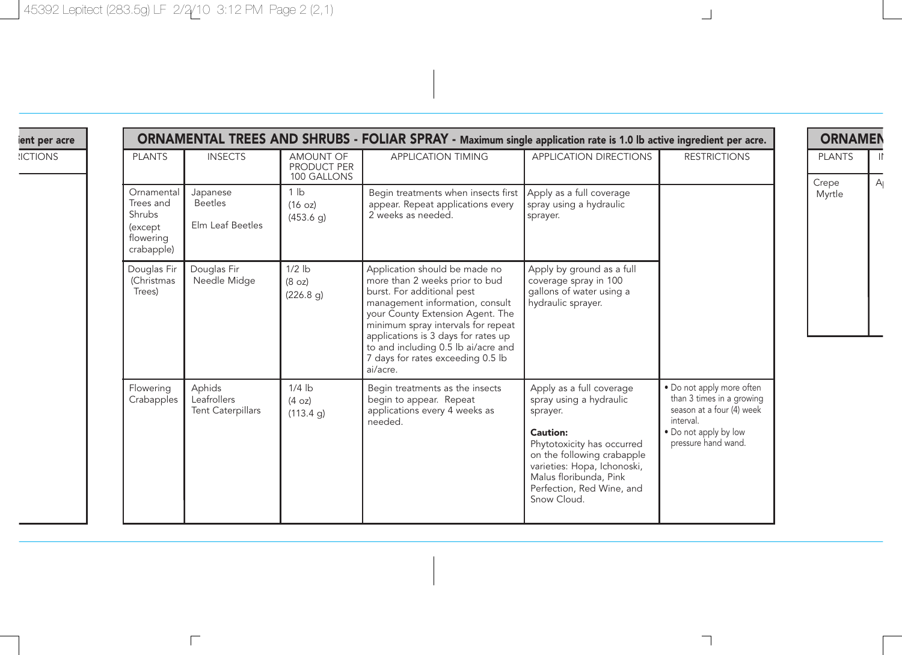## ORNAMENTAL TREES AND SHRUBS - FOLIAR SPRAY - Maximum single application rate is 1.0 lb active ingredient per acre.

| PLANTS | INSECTS | AMOUNT OF PRODUCT PER 100 GALLONS | APPLICATION TIMING | APPLICATION DIRECTIONS | RESTRICTIONS |
|---|---|---|---|---|---|
| Ornamental Trees and Shrubs (except flowering crabapple) | Japanese Beetles<br>Elm Leaf Beetles | 1 lb<br>(16 oz)<br>(453.6 g) | Begin treatments when insects first appear. Repeat applications every 2 weeks as needed. | Apply as a full coverage spray using a hydraulic sprayer. | |
| Douglas Fir (Christmas Trees) | Douglas Fir Needle Midge | 1/2 lb<br>(8 oz)<br>(226.8 g) | Application should be made no more than 2 weeks prior to bud burst. For additional pest management information, consult your County Extension Agent. The minimum spray intervals for repeat applications is 3 days for rates up to and including 0.5 lb ai/acre and 7 days for rates exceeding 0.5 lb ai/acre. | Apply by ground as a full coverage spray in 100 gallons of water using a hydraulic sprayer. | |
| Flowering Crabapples | Aphids<br>Leafrollers<br>Tent Caterpillars | 1/4 lb<br>(4 oz)<br>(113.4 g) | Begin treatments as the insects begin to appear. Repeat applications every 4 weeks as needed. | Apply as a full coverage spray using a hydraulic sprayer.<br>**Caution:**<br>Phytotoxicity has occurred on the following crabapple varieties: Hopa, Ichonoski, Malus floribunda, Pink Perfection, Red Wine, and Snow Cloud. | • Do not apply more often than 3 times in a growing season at a four (4) week interval.<br>• Do not apply by low pressure hand wand. |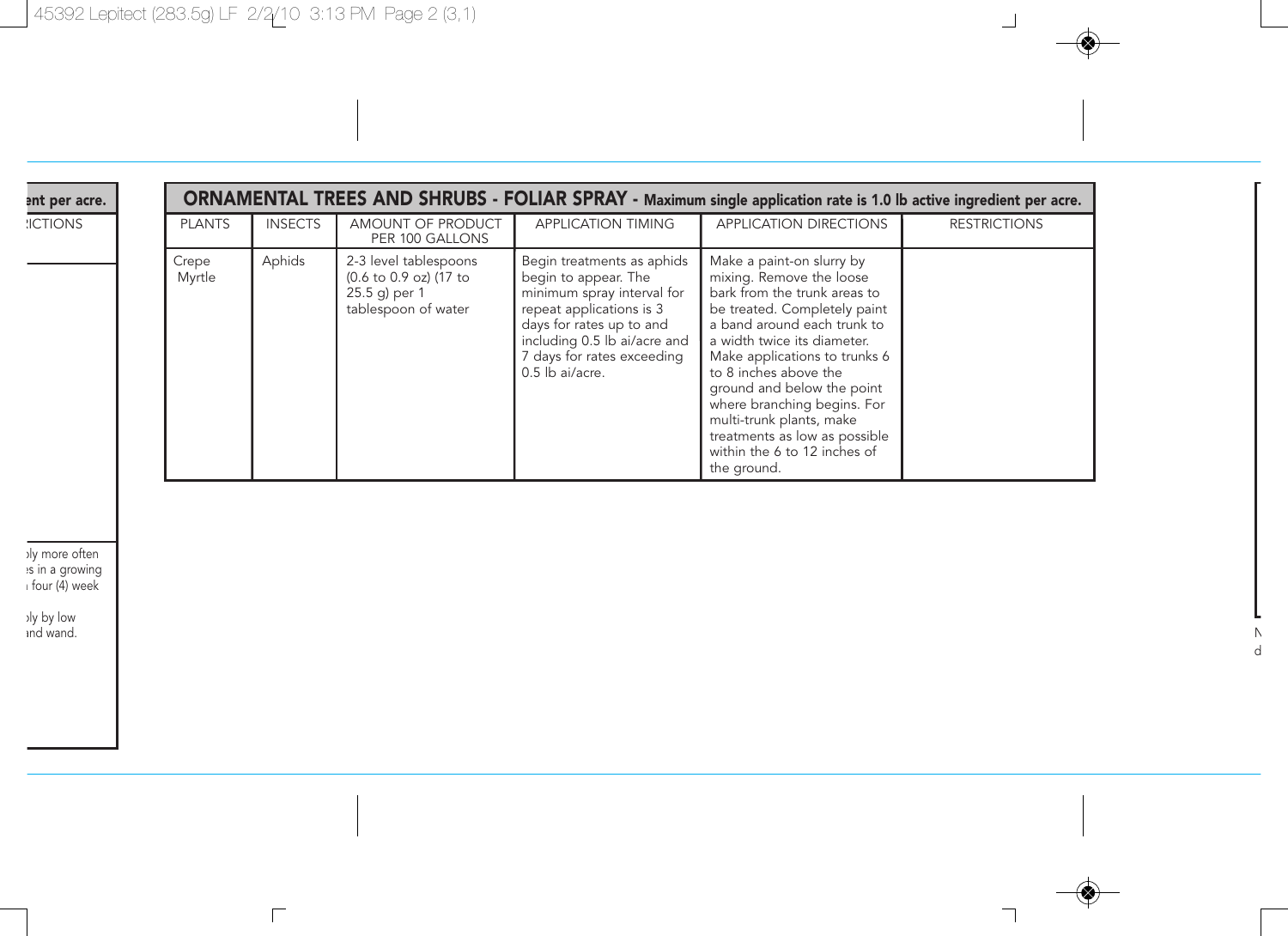| ORNAMENTAL TREES AND SHRUBS - FOLIAR SPRAY - Maximum single application rate is 1.0 lb active ingredient per acre. | | | | | |
|---|---|---|---|---|---|
| PLANTS | INSECTS | AMOUNT OF PRODUCT PER 100 GALLONS | APPLICATION TIMING | APPLICATION DIRECTIONS | RESTRICTIONS |
| Crepe Myrtle | Aphids | 2-3 level tablespoons (0.6 to 0.9 oz) (17 to 25.5 g) per 1 tablespoon of water | Begin treatments as aphids begin to appear. The minimum spray interval for repeat applications is 3 days for rates up to and including 0.5 lb ai/acre and 7 days for rates exceeding 0.5 lb ai/acre. | Make a paint-on slurry by mixing. Remove the loose bark from the trunk areas to be treated. Completely paint a band around each trunk to a width twice its diameter. Make applications to trunks 6 to 8 inches above the ground and below the point where branching begins. For multi-trunk plants, make treatments as low as possible within the 6 to 12 inches of the ground. | |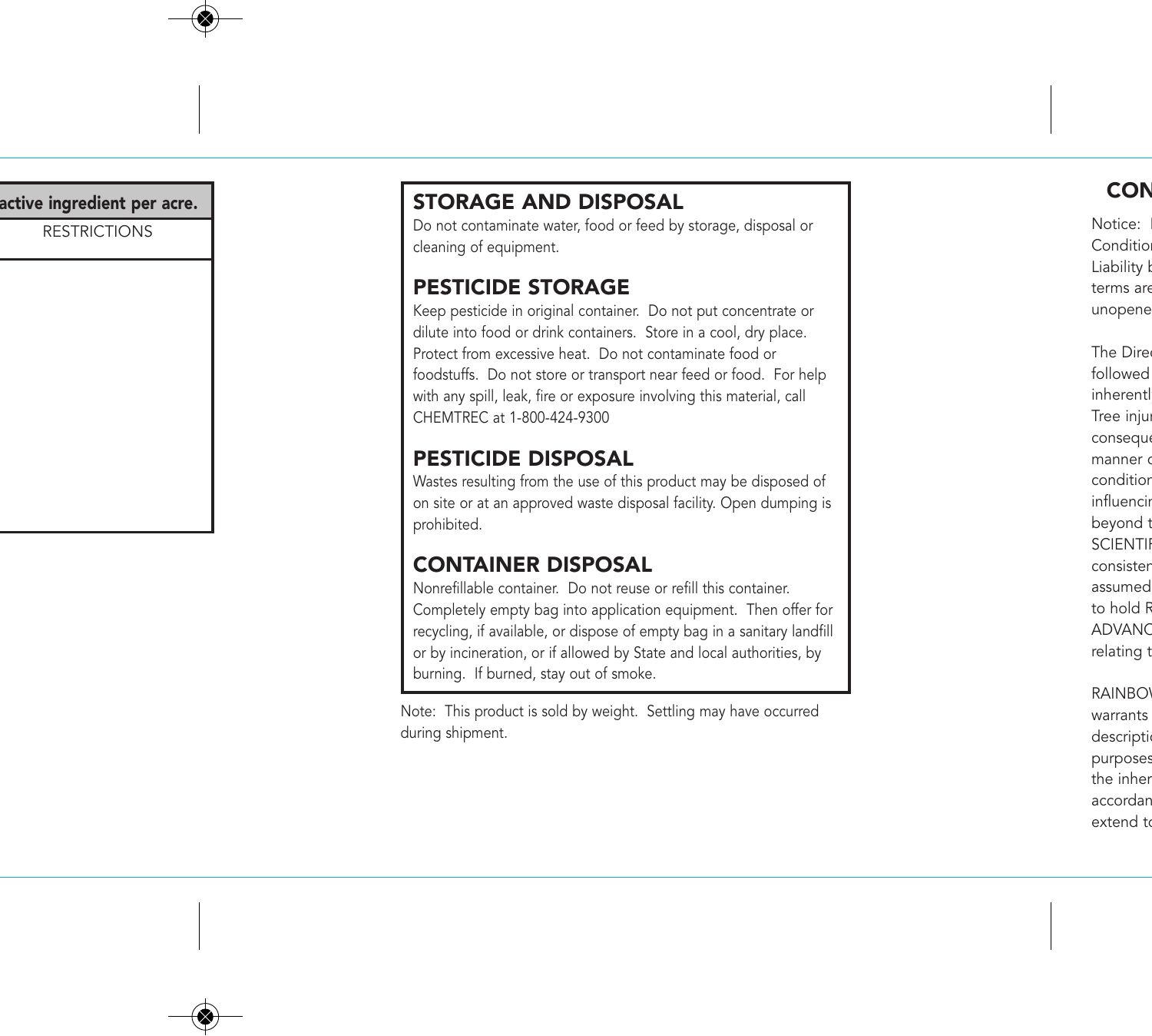| active ingredient per acre. |
| --- |
| RESTRICTIONS |
| |

## STORAGE AND DISPOSAL

Do not contaminate water, food or feed by storage, disposal or cleaning of equipment.

## PESTICIDE STORAGE

Keep pesticide in original container. Do not put concentrate or dilute into food or drink containers. Store in a cool, dry place. Protect from excessive heat. Do not contaminate food or foodstuffs. Do not store or transport near feed or food. For help with any spill, leak, fire or exposure involving this material, call CHEMTREC at 1-800-424-9300

## PESTICIDE DISPOSAL

Wastes resulting from the use of this product may be disposed of on site or at an approved waste disposal facility. Open dumping is prohibited.

## CONTAINER DISPOSAL

Nonrefillable container. Do not reuse or refill this container. Completely empty bag into application equipment. Then offer for recycling, if available, or dispose of empty bag in a sanitary landfill or by incineration, or if allowed by State and local authorities, by burning. If burned, stay out of smoke.

Note: This product is sold by weight. Settling may have occurred during shipment.

## CON

Notice: 
Conditio
Liability b
terms are
unopene

The Dire
followed
inherentl
Tree inju
conseque
manner o
conditio
influenci
beyond t
SCIENTI
consiste
assumed
to hold R
ADVANC
relating t

RAINBO
warrants
descripti
purposes
the inher
accordan
extend t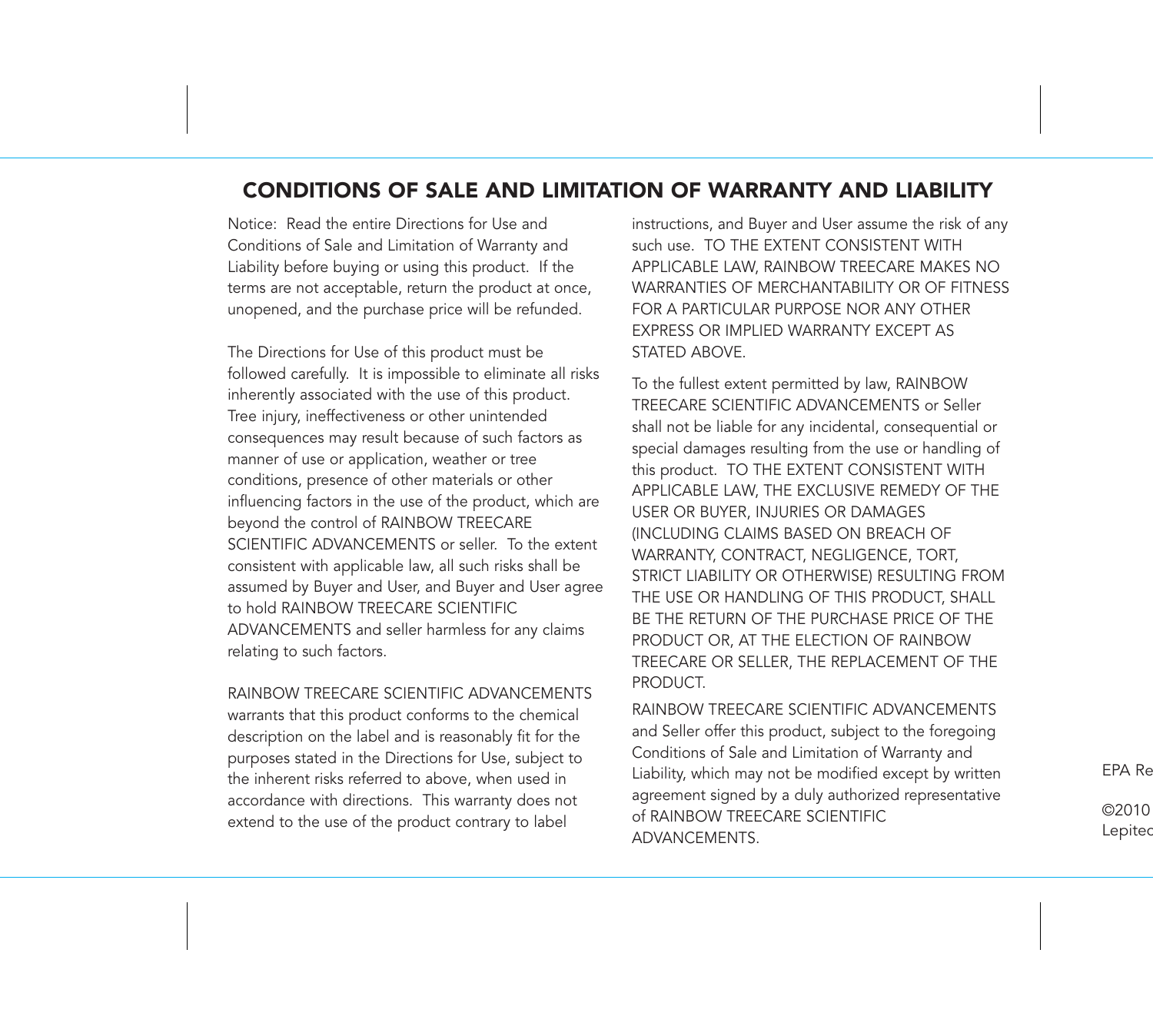# CONDITIONS OF SALE AND LIMITATION OF WARRANTY AND LIABILITY

Notice: Read the entire Directions for Use and Conditions of Sale and Limitation of Warranty and Liability before buying or using this product. If the terms are not acceptable, return the product at once, unopened, and the purchase price will be refunded.

The Directions for Use of this product must be followed carefully. It is impossible to eliminate all risks inherently associated with the use of this product. Tree injury, ineffectiveness or other unintended consequences may result because of such factors as manner of use or application, weather or tree conditions, presence of other materials or other influencing factors in the use of the product, which are beyond the control of RAINBOW TREECARE SCIENTIFIC ADVANCEMENTS or seller. To the extent consistent with applicable law, all such risks shall be assumed by Buyer and User, and Buyer and User agree to hold RAINBOW TREECARE SCIENTIFIC ADVANCEMENTS and seller harmless for any claims relating to such factors.

RAINBOW TREECARE SCIENTIFIC ADVANCEMENTS warrants that this product conforms to the chemical description on the label and is reasonably fit for the purposes stated in the Directions for Use, subject to the inherent risks referred to above, when used in accordance with directions. This warranty does not extend to the use of the product contrary to label instructions, and Buyer and User assume the risk of any such use. TO THE EXTENT CONSISTENT WITH APPLICABLE LAW, RAINBOW TREECARE MAKES NO WARRANTIES OF MERCHANTABILITY OR OF FITNESS FOR A PARTICULAR PURPOSE NOR ANY OTHER EXPRESS OR IMPLIED WARRANTY EXCEPT AS STATED ABOVE.

To the fullest extent permitted by law, RAINBOW TREECARE SCIENTIFIC ADVANCEMENTS or Seller shall not be liable for any incidental, consequential or special damages resulting from the use or handling of this product. TO THE EXTENT CONSISTENT WITH APPLICABLE LAW, THE EXCLUSIVE REMEDY OF THE USER OR BUYER, INJURIES OR DAMAGES (INCLUDING CLAIMS BASED ON BREACH OF WARRANTY, CONTRACT, NEGLIGENCE, TORT, STRICT LIABILITY OR OTHERWISE) RESULTING FROM THE USE OR HANDLING OF THIS PRODUCT, SHALL BE THE RETURN OF THE PURCHASE PRICE OF THE PRODUCT OR, AT THE ELECTION OF RAINBOW TREECARE OR SELLER, THE REPLACEMENT OF THE PRODUCT.

RAINBOW TREECARE SCIENTIFIC ADVANCEMENTS and Seller offer this product, subject to the foregoing Conditions of Sale and Limitation of Warranty and Liability, which may not be modified except by written agreement signed by a duly authorized representative of RAINBOW TREECARE SCIENTIFIC ADVANCEMENTS.

EPA Re

©2010
Lepitec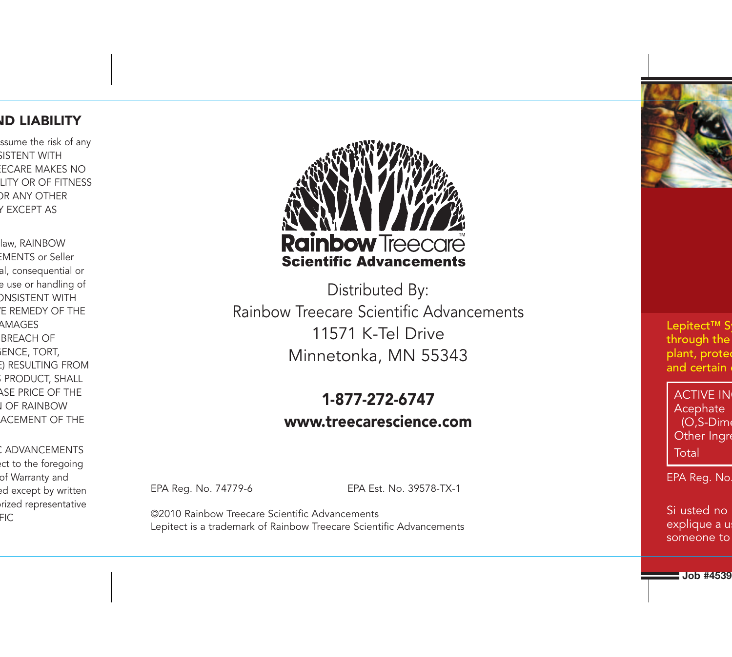## ND LIABILITY

ssume the risk of any
SISTENT WITH
ECARE MAKES NO
LITY OR OF FITNESS
OR ANY OTHER
Y EXCEPT AS

law, RAINBOW
EMENTS or Seller
al, consequential or
e use or handling of
ONSISTENT WITH
E REMEDY OF THE
AMAGES
BREACH OF
GENCE, TORT,
E) RESULTING FROM
S PRODUCT, SHALL
ASE PRICE OF THE
N OF RAINBOW
ACEMENT OF THE

C ADVANCEMENTS
ect to the foregoing
of Warranty and
ed except by written
rized representative
FIC

**Rainbow** Treecare™
**Scientific Advancements**

Distributed By:
Rainbow Treecare Scientific Advancements
11571 K-Tel Drive
Minnetonka, MN 55343

**1-877-272-6747**
**www.treecarescience.com**

EPA Reg. No. 74779-6 EPA Est. No. 39578-TX-1

©2010 Rainbow Treecare Scientific Advancements
Lepitect is a trademark of Rainbow Treecare Scientific Advancements

Lepitect™ S
through the
plant, protec
and certain

ACTIVE IN
Acephate
(O,S-Dime
Other Ingre
Total

EPA Reg. No.

Si usted no
explique a u
someone to

Job #4539